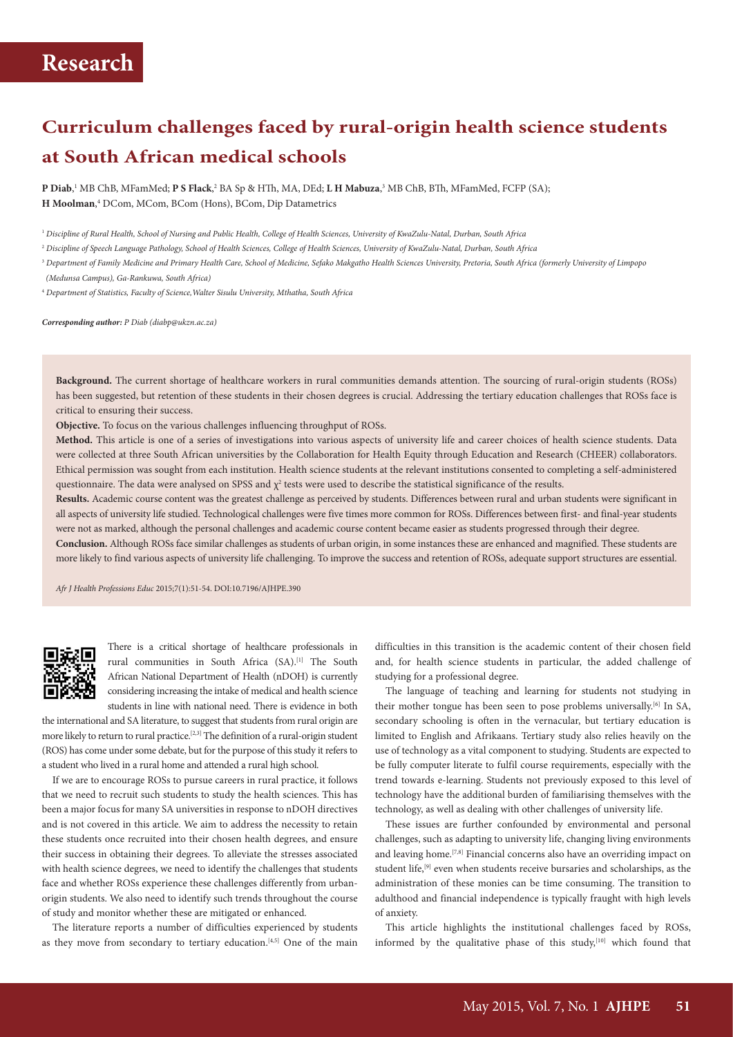# Research

# Curriculum challenges faced by rural-origin health science students at South African medical schools

**P Diab**,[1] MB ChB, MFamMed; **P S Flack**,[2] BA Sp & HTh, MA, DEd; **L H Mabuza**,[3] MB ChB, BTh, MFamMed, FCFP (SA); **H Moolman**,[4] DCom, MCom, BCom (Hons), BCom, Dip Datametrics

[1] *Discipline of Rural Health, School of Nursing and Public Health, College of Health Sciences, University of KwaZulu-Natal, Durban, South Africa*

[2] *Discipline of Speech Language Pathology, School of Health Sciences, College of Health Sciences, University of KwaZulu-Natal, Durban, South Africa*

[3] *Department of Family Medicine and Primary Health Care, School of Medicine, Sefako Makgatho Health Sciences University, Pretoria, South Africa (formerly University of Limpopo (Medunsa Campus), Ga-Rankuwa, South Africa)*

[4] *Department of Statistics, Faculty of Science, Walter Sisulu University, Mthatha, South Africa*

***Corresponding author:** P Diab (diabp@ukzn.ac.za)*

**Background.** The current shortage of healthcare workers in rural communities demands attention. The sourcing of rural-origin students (ROSs) has been suggested, but retention of these students in their chosen degrees is crucial. Addressing the tertiary education challenges that ROSs face is critical to ensuring their success.

**Objective.** To focus on the various challenges influencing throughput of ROSs.

**Method.** This article is one of a series of investigations into various aspects of university life and career choices of health science students. Data were collected at three South African universities by the Collaboration for Health Equity through Education and Research (CHEER) collaborators. Ethical permission was sought from each institution. Health science students at the relevant institutions consented to completing a self-administered questionnaire. The data were analysed on SPSS and $\chi^2$ tests were used to describe the statistical significance of the results.

**Results.** Academic course content was the greatest challenge as perceived by students. Differences between rural and urban students were significant in all aspects of university life studied. Technological challenges were five times more common for ROSs. Differences between first- and final-year students were not as marked, although the personal challenges and academic course content became easier as students progressed through their degree.

**Conclusion.** Although ROSs face similar challenges as students of urban origin, in some instances these are enhanced and magnified. These students are more likely to find various aspects of university life challenging. To improve the success and retention of ROSs, adequate support structures are essential.

*Afr J Health Professions Educ* 2015;7(1):51-54. DOI:10.7196/AJHPE.390

There is a critical shortage of healthcare professionals in rural communities in South Africa (SA).[1] The South African National Department of Health (nDOH) is currently considering increasing the intake of medical and health science students in line with national need. There is evidence in both the international and SA literature, to suggest that students from rural origin are more likely to return to rural practice.[2,3] The definition of a rural-origin student (ROS) has come under some debate, but for the purpose of this study it refers to a student who lived in a rural home and attended a rural high school.

If we are to encourage ROSs to pursue careers in rural practice, it follows that we need to recruit such students to study the health sciences. This has been a major focus for many SA universities in response to nDOH directives and is not covered in this article. We aim to address the necessity to retain these students once recruited into their chosen health degrees, and ensure their success in obtaining their degrees. To alleviate the stresses associated with health science degrees, we need to identify the challenges that students face and whether ROSs experience these challenges differently from urban-origin students. We also need to identify such trends throughout the course of study and monitor whether these are mitigated or enhanced.

The literature reports a number of difficulties experienced by students as they move from secondary to tertiary education.[4,5] One of the main difficulties in this transition is the academic content of their chosen field and, for health science students in particular, the added challenge of studying for a professional degree.

The language of teaching and learning for students not studying in their mother tongue has been seen to pose problems universally.[6] In SA, secondary schooling is often in the vernacular, but tertiary education is limited to English and Afrikaans. Tertiary study also relies heavily on the use of technology as a vital component to studying. Students are expected to be fully computer literate to fulfil course requirements, especially with the trend towards e-learning. Students not previously exposed to this level of technology have the additional burden of familiarising themselves with the technology, as well as dealing with other challenges of university life.

These issues are further confounded by environmental and personal challenges, such as adapting to university life, changing living environments and leaving home.[7,8] Financial concerns also have an overriding impact on student life,[9] even when students receive bursaries and scholarships, as the administration of these monies can be time consuming. The transition to adulthood and financial independence is typically fraught with high levels of anxiety.

This article highlights the institutional challenges faced by ROSs, informed by the qualitative phase of this study,[10] which found that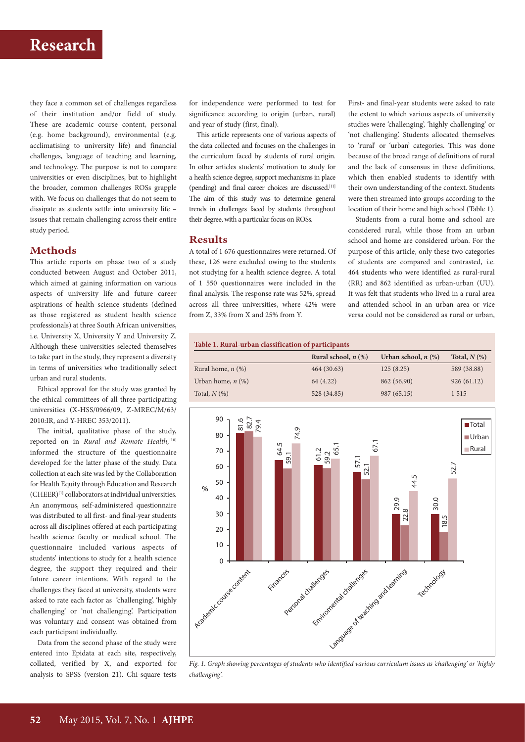they face a common set of challenges regardless of their institution and/or field of study. These are academic course content, personal (e.g. home background), environmental (e.g. acclimatising to university life) and financial challenges, language of teaching and learning, and technology. The purpose is not to compare universities or even disciplines, but to highlight the broader, common challenges ROSs grapple with. We focus on challenges that do not seem to dissipate as students settle into university life – issues that remain challenging across their entire study period.

## Methods

This article reports on phase two of a study conducted between August and October 2011, which aimed at gaining information on various aspects of university life and future career aspirations of health science students (defined as those registered as student health science professionals) at three South African universities, i.e. University X, University Y and University Z. Although these universities selected themselves to take part in the study, they represent a diversity in terms of universities who traditionally select urban and rural students.

Ethical approval for the study was granted by the ethical committees of all three participating universities (X-HSS/0966/09, Z-MREC/M/63/2010:IR, and Y-HREC 353/2011).

The initial, qualitative phase of the study, reported on in *Rural and Remote Health,*[10] informed the structure of the questionnaire developed for the latter phase of the study. Data collection at each site was led by the Collaboration for Health Equity through Education and Research (CHEER)[1] collaborators at individual universities. An anonymous, self-administered questionnaire was distributed to all first- and final-year students across all disciplines offered at each participating health science faculty or medical school. The questionnaire included various aspects of students' intentions to study for a health science degree, the support they required and their future career intentions. With regard to the challenges they faced at university, students were asked to rate each factor as 'challenging', 'highly challenging' or 'not challenging'. Participation was voluntary and consent was obtained from each participant individually.

Data from the second phase of the study were entered into Epidata at each site, respectively, collated, verified by X, and exported for analysis to SPSS (version 21). Chi-square tests for independence were performed to test for significance according to origin (urban, rural) and year of study (first, final).

This article represents one of various aspects of the data collected and focuses on the challenges in the curriculum faced by students of rural origin. In other articles students' motivation to study for a health science degree, support mechanisms in place (pending) and final career choices are discussed.[11] The aim of this study was to determine general trends in challenges faced by students throughout their degree, with a particular focus on ROSs.

## Results

A total of 1 676 questionnaires were returned. Of these, 126 were excluded owing to the students not studying for a health science degree. A total of 1 550 questionnaires were included in the final analysis. The response rate was 52%, spread across all three universities, where 42% were from Z, 33% from X and 25% from Y.

First- and final-year students were asked to rate the extent to which various aspects of university studies were 'challenging', 'highly challenging' or 'not challenging'. Students allocated themselves to 'rural' or 'urban' categories. This was done because of the broad range of definitions of rural and the lack of consensus in these definitions, which then enabled students to identify with their own understanding of the context. Students were then streamed into groups according to the location of their home and high school (Table 1).

Students from a rural home and school are considered rural, while those from an urban school and home are considered urban. For the purpose of this article, only these two categories of students are compared and contrasted, i.e. 464 students who were identified as rural-rural (RR) and 862 identified as urban-urban (UU). It was felt that students who lived in a rural area and attended school in an urban area or vice versa could not be considered as rural or urban,

**Table 1. Rural-urban classification of participants**

| | Rural school, *n* (%) | Urban school, *n* (%) | Total, *N* (%) |
|---|---|---|---|
| Rural home, *n* (%) | 464 (30.63) | 125 (8.25) | 589 (38.88) |
| Urban home, *n* (%) | 64 (4.22) | 862 (56.90) | 926 (61.12) |
| Total, *N* (%) | 528 (34.85) | 987 (65.15) | 1 515 |

*Fig. 1. Graph showing percentages of students who identified various curriculum issues as 'challenging' or 'highly challenging'.*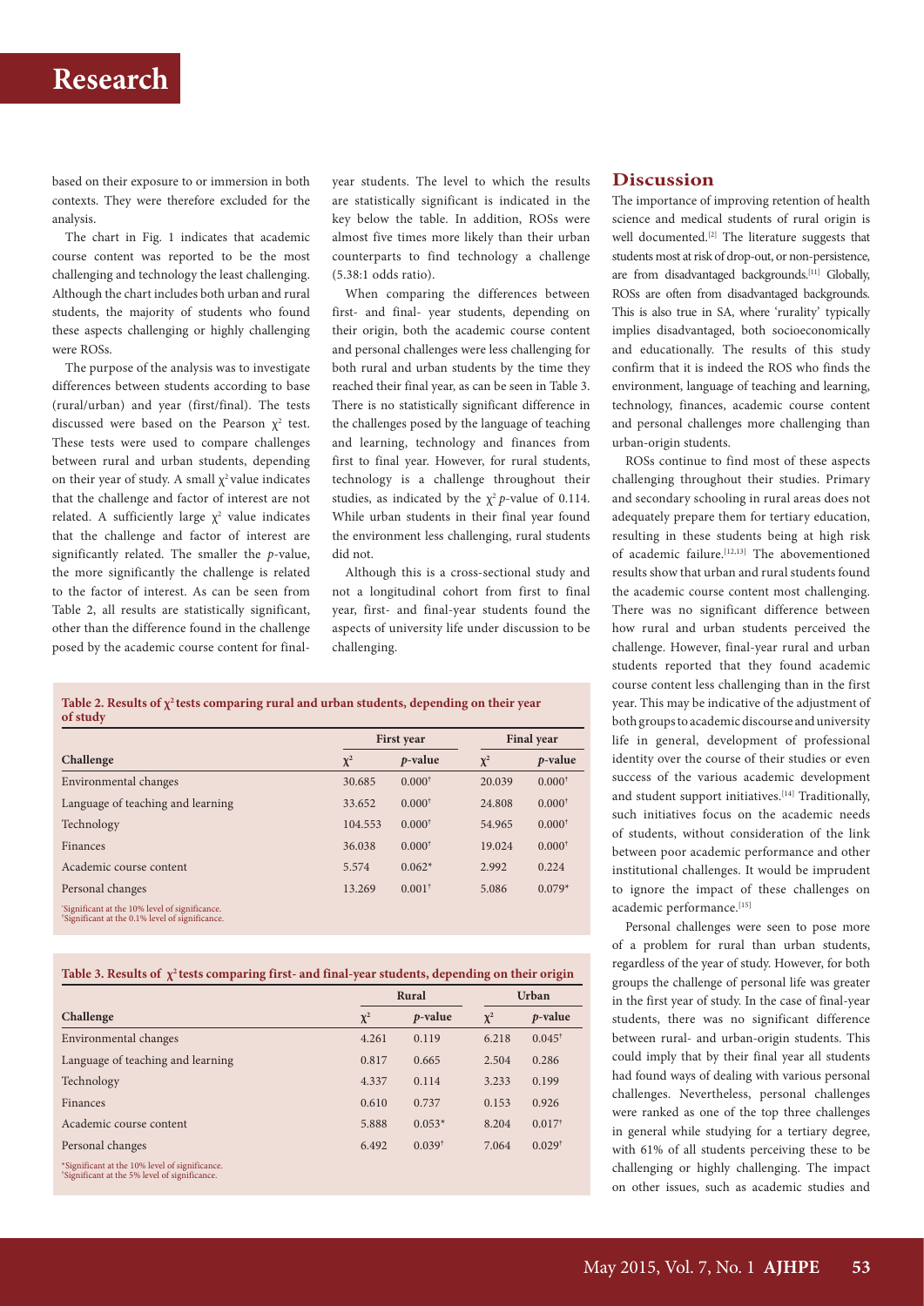based on their exposure to or immersion in both contexts. They were therefore excluded for the analysis.

The chart in Fig. 1 indicates that academic course content was reported to be the most challenging and technology the least challenging. Although the chart includes both urban and rural students, the majority of students who found these aspects challenging or highly challenging were ROSs.

The purpose of the analysis was to investigate differences between students according to base (rural/urban) and year (first/final). The tests discussed were based on the Pearson $\chi^2$ test. These tests were used to compare challenges between rural and urban students, depending on their year of study. A small $\chi^2$ value indicates that the challenge and factor of interest are not related. A sufficiently large $\chi^2$ value indicates that the challenge and factor of interest are significantly related. The smaller the *p*-value, the more significantly the challenge is related to the factor of interest. As can be seen from Table 2, all results are statistically significant, other than the difference found in the challenge posed by the academic course content for final-year students. The level to which the results are statistically significant is indicated in the key below the table. In addition, ROSs were almost five times more likely than their urban counterparts to find technology a challenge (5.38:1 odds ratio).

When comparing the differences between first- and final- year students, depending on their origin, both the academic course content and personal challenges were less challenging for both rural and urban students by the time they reached their final year, as can be seen in Table 3. There is no statistically significant difference in the challenges posed by the language of teaching and learning, technology and finances from first to final year. However, for rural students, technology is a challenge throughout their studies, as indicated by the $\chi^2$ *p*-value of 0.114. While urban students in their final year found the environment less challenging, rural students did not.

Although this is a cross-sectional study and not a longitudinal cohort from first to final year, first- and final-year students found the aspects of university life under discussion to be challenging.

**Table 2. Results of $\chi^2$ tests comparing rural and urban students, depending on their year of study**

| | First year | | Final year | |
|---|---|---|---|---|
| Challenge | $\chi^2$ | *p*-value | $\chi^2$ | *p*-value |
| Environmental changes | 30.685 | 0.000† | 20.039 | 0.000† |
| Language of teaching and learning | 33.652 | 0.000† | 24.808 | 0.000† |
| Technology | 104.553 | 0.000† | 54.965 | 0.000† |
| Finances | 36.038 | 0.000† | 19.024 | 0.000† |
| Academic course content | 5.574 | 0.062* | 2.992 | 0.224 |
| Personal changes | 13.269 | 0.001† | 5.086 | 0.079* |

*Significant at the 10% level of significance.
†Significant at the 0.1% level of significance.

**Table 3. Results of $\chi^2$ tests comparing first- and final-year students, depending on their origin**

| | Rural | | Urban | |
|---|---|---|---|---|
| Challenge | $\chi^2$ | *p*-value | $\chi^2$ | *p*-value |
| Environmental changes | 4.261 | 0.119 | 6.218 | 0.045† |
| Language of teaching and learning | 0.817 | 0.665 | 2.504 | 0.286 |
| Technology | 4.337 | 0.114 | 3.233 | 0.199 |
| Finances | 0.610 | 0.737 | 0.153 | 0.926 |
| Academic course content | 5.888 | 0.053* | 8.204 | 0.017† |
| Personal changes | 6.492 | 0.039† | 7.064 | 0.029† |

*Significant at the 10% level of significance.
†Significant at the 5% level of significance.

## Discussion

The importance of improving retention of health science and medical students of rural origin is well documented.[2] The literature suggests that students most at risk of drop-out, or non-persistence, are from disadvantaged backgrounds.[11] Globally, ROSs are often from disadvantaged backgrounds. This is also true in SA, where 'rurality' typically implies disadvantaged, both socioeconomically and educationally. The results of this study confirm that it is indeed the ROS who finds the environment, language of teaching and learning, technology, finances, academic course content and personal challenges more challenging than urban-origin students.

ROSs continue to find most of these aspects challenging throughout their studies. Primary and secondary schooling in rural areas does not adequately prepare them for tertiary education, resulting in these students being at high risk of academic failure.[12,13] The abovementioned results show that urban and rural students found the academic course content most challenging. There was no significant difference between how rural and urban students perceived the challenge. However, final-year rural and urban students reported that they found academic course content less challenging than in the first year. This may be indicative of the adjustment of both groups to academic discourse and university life in general, development of professional identity over the course of their studies or even success of the various academic development and student support initiatives.[14] Traditionally, such initiatives focus on the academic needs of students, without consideration of the link between poor academic performance and other institutional challenges. It would be imprudent to ignore the impact of these challenges on academic performance.[15]

Personal challenges were seen to pose more of a problem for rural than urban students, regardless of the year of study. However, for both groups the challenge of personal life was greater in the first year of study. In the case of final-year students, there was no significant difference between rural- and urban-origin students. This could imply that by their final year all students had found ways of dealing with various personal challenges. Nevertheless, personal challenges were ranked as one of the top three challenges in general while studying for a tertiary degree, with 61% of all students perceiving these to be challenging or highly challenging. The impact on other issues, such as academic studies and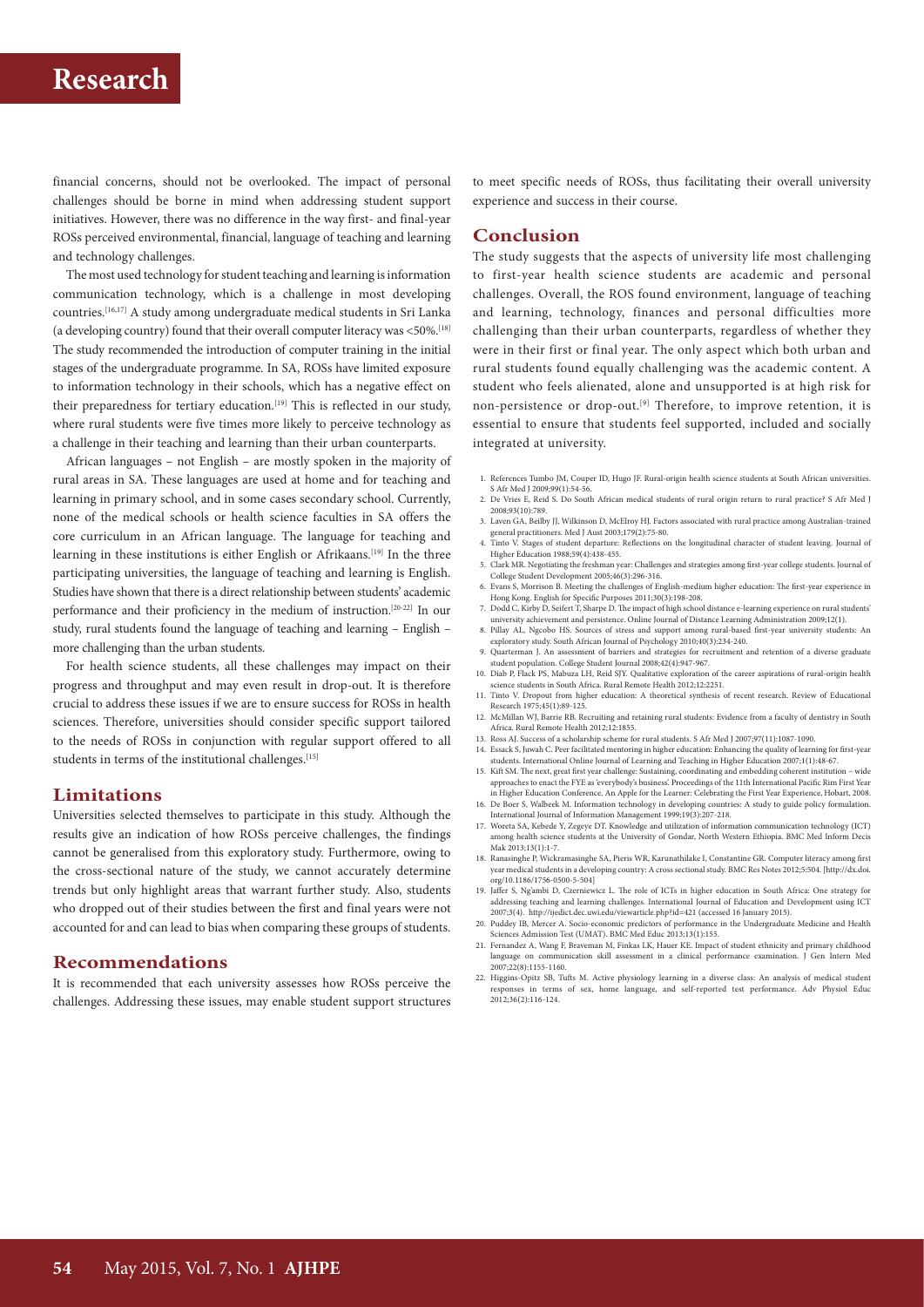financial concerns, should not be overlooked. The impact of personal challenges should be borne in mind when addressing student support initiatives. However, there was no difference in the way first- and final-year ROSs perceived environmental, financial, language of teaching and learning and technology challenges.

The most used technology for student teaching and learning is information communication technology, which is a challenge in most developing countries.[16,17] A study among undergraduate medical students in Sri Lanka (a developing country) found that their overall computer literacy was <50%.[18] The study recommended the introduction of computer training in the initial stages of the undergraduate programme. In SA, ROSs have limited exposure to information technology in their schools, which has a negative effect on their preparedness for tertiary education.[19] This is reflected in our study, where rural students were five times more likely to perceive technology as a challenge in their teaching and learning than their urban counterparts.

African languages – not English – are mostly spoken in the majority of rural areas in SA. These languages are used at home and for teaching and learning in primary school, and in some cases secondary school. Currently, none of the medical schools or health science faculties in SA offers the core curriculum in an African language. The language for teaching and learning in these institutions is either English or Afrikaans.[19] In the three participating universities, the language of teaching and learning is English. Studies have shown that there is a direct relationship between students' academic performance and their proficiency in the medium of instruction.[20-22] In our study, rural students found the language of teaching and learning – English – more challenging than the urban students.

For health science students, all these challenges may impact on their progress and throughput and may even result in drop-out. It is therefore crucial to address these issues if we are to ensure success for ROSs in health sciences. Therefore, universities should consider specific support tailored to the needs of ROSs in conjunction with regular support offered to all students in terms of the institutional challenges.[15]

## Limitations

Universities selected themselves to participate in this study. Although the results give an indication of how ROSs perceive challenges, the findings cannot be generalised from this exploratory study. Furthermore, owing to the cross-sectional nature of the study, we cannot accurately determine trends but only highlight areas that warrant further study. Also, students who dropped out of their studies between the first and final years were not accounted for and can lead to bias when comparing these groups of students.

## Recommendations

It is recommended that each university assesses how ROSs perceive the challenges. Addressing these issues, may enable student support structures to meet specific needs of ROSs, thus facilitating their overall university experience and success in their course.

## Conclusion

The study suggests that the aspects of university life most challenging to first-year health science students are academic and personal challenges. Overall, the ROS found environment, language of teaching and learning, technology, finances and personal difficulties more challenging than their urban counterparts, regardless of whether they were in their first or final year. The only aspect which both urban and rural students found equally challenging was the academic content. A student who feels alienated, alone and unsupported is at high risk for non-persistence or drop-out.[9] Therefore, to improve retention, it is essential to ensure that students feel supported, included and socially integrated at university.

1. References Tumbo JM, Couper ID, Hugo JF. Rural-origin health science students at South African universities. S Afr Med J 2009;99(1):54-56.
2. De Vries E, Reid S. Do South African medical students of rural origin return to rural practice? S Afr Med J 2008;93(10):789.
3. Laven GA, Beilby JJ, Wilkinson D, McElroy HJ. Factors associated with rural practice among Australian-trained general practitioners. Med J Aust 2003;179(2):75-80.
4. Tinto V. Stages of student departure: Reflections on the longitudinal character of student leaving. Journal of Higher Education 1988;59(4):438-455.
5. Clark MR. Negotiating the freshman year: Challenges and strategies among first-year college students. Journal of College Student Development 2005;46(3):296-316.
6. Evans S, Morrison B. Meeting the challenges of English-medium higher education: The first-year experience in Hong Kong. English for Specific Purposes 2011;30(3):198-208.
7. Dodd C, Kirby D, Seifert T, Sharpe D. The impact of high school distance e-learning experience on rural students' university achievement and persistence. Online Journal of Distance Learning Administration 2009;12(1).
8. Pillay AL, Ngcobo HS. Sources of stress and support among rural-based first-year university students: An exploratory study. South African Journal of Psychology 2010;40(3):234-240.
9. Quarterman J. An assessment of barriers and strategies for recruitment and retention of a diverse graduate student population. College Student Journal 2008;42(4):947-967.
10. Diab P, Flack PS, Mabuza LH, Reid SJY. Qualitative exploration of the career aspirations of rural-origin health science students in South Africa. Rural Remote Health 2012;12:2251.
11. Tinto V. Dropout from higher education: A theoretical synthesis of recent research. Review of Educational Research 1975;45(1):89-125.
12. McMillan WJ, Barrie RB. Recruiting and retaining rural students: Evidence from a faculty of dentistry in South Africa. Rural Remote Health 2012;12:1855.
13. Ross AJ. Success of a scholarship scheme for rural students. S Afr Med J 2007;97(11):1087-1090.
14. Essack S, Juwah C. Peer facilitated mentoring in higher education: Enhancing the quality of learning for first-year students. International Online Journal of Learning and Teaching in Higher Education 2007;1(1):48-67.
15. Kift SM. The next, great first year challenge: Sustaining, coordinating and embedding coherent institution – wide approaches to enact the FYE as 'everybody's business'. Proceedings of the 11th International Pacific Rim First Year in Higher Education Conference, An Apple for the Learner: Celebrating the First Year Experience, Hobart, 2008.
16. De Boer S, Walbeek M. Information technology in developing countries: A study to guide policy formulation. International Journal of Information Management 1999;19(3):207-218.
17. Woreta SA, Kebede Y, Zegeye DT. Knowledge and utilization of information communication technology (ICT) among health science students at the University of Gondar, North Western Ethiopia. BMC Med Inform Decis Mak 2013;13(1):1-7.
18. Ranasinghe P, Wickramasinghe SA, Pieris WR, Karunathilake I, Constantine GR. Computer literacy among first year medical students in a developing country: A cross sectional study. BMC Res Notes 2012;5:504. [http://dx.doi.org/10.1186/1756-0500-5-504]
19. Jaffer S, Ng'ambi D, Czerniewicz L. The role of ICTs in higher education in South Africa: One strategy for addressing teaching and learning challenges. International Journal of Education and Development using ICT 2007;3(4). http://ijedict.dec.uwi.edu/viewarticle.php?id=421 (accessed 16 January 2015).
20. Puddey IB, Mercer A. Socio-economic predictors of performance in the Undergraduate Medicine and Health Sciences Admission Test (UMAT). BMC Med Educ 2013;13(1):155.
21. Fernandez A, Wang F, Braveman M, Finkas LK, Hauer KE. Impact of student ethnicity and primary childhood language on communication skill assessment in a clinical performance examination. J Gen Intern Med 2007;22(8):1155-1160.
22. Higgins-Opitz SB, Tufts M. Active physiology learning in a diverse class: An analysis of medical student responses in terms of sex, home language, and self-reported test performance. Adv Physiol Educ 2012;36(2):116-124.